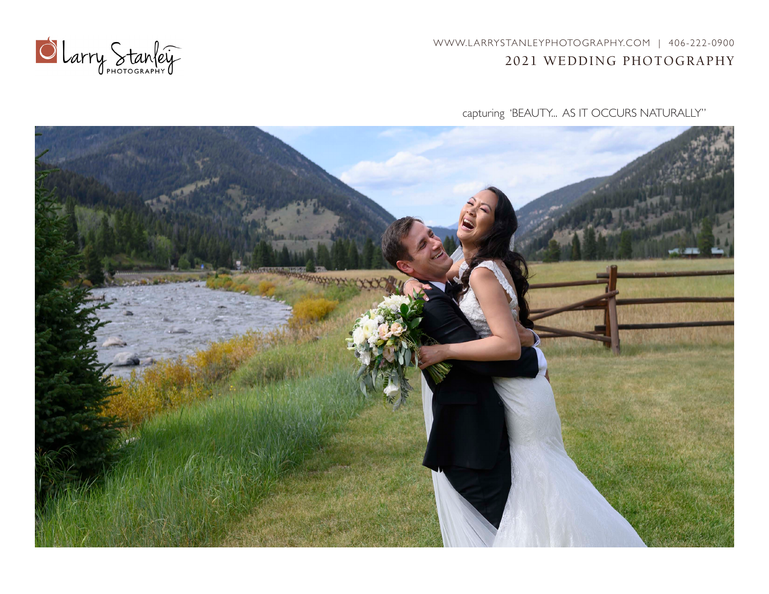Larry Stanley PHOTOGRAPHY

WWW.LARRYSTANLEYPHOTOGRAPHY.COM | 406-222-0900

# 2021 WEDDING PHOTOGRAPHY

capturing 'BEAUTY... AS IT OCCURS NATURALLY"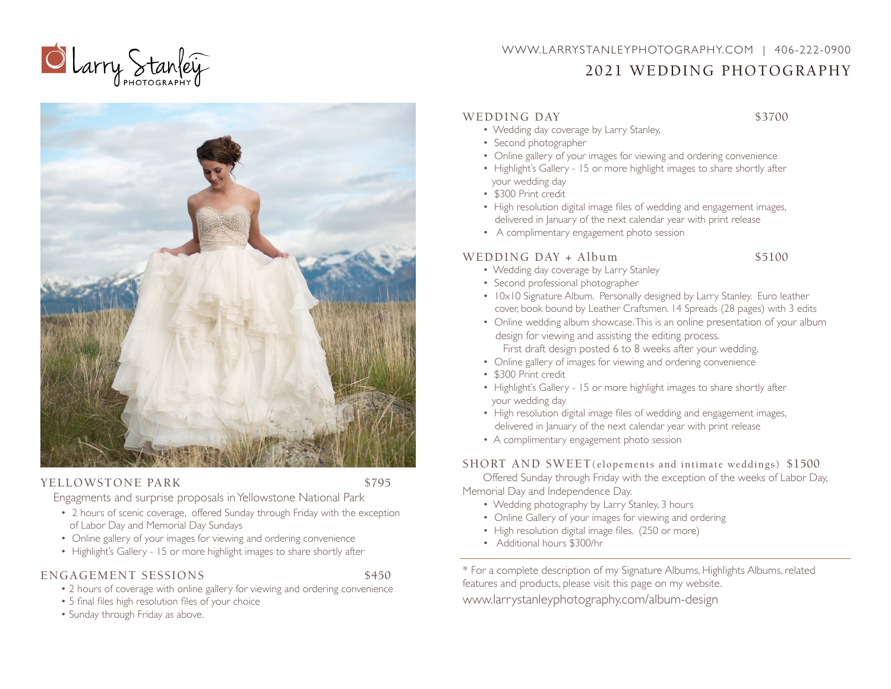WWW.LARRYSTANLEYPHOTOGRAPHY.COM | 406-222-0900

# 2021 WEDDING PHOTOGRAPHY

## YELLOWSTONE PARK — $795

Engagments and surprise proposals in Yellowstone National Park

- 2 hours of scenic coverage, offered Sunday through Friday with the exception of Labor Day and Memorial Day Sundays
- Online gallery of your images for viewing and ordering convenience
- Highlight's Gallery - 15 or more highlight images to share shortly after

## ENGAGEMENT SESSIONS — $450

- 2 hours of coverage with online gallery for viewing and ordering convenience
- 5 final files high resolution files of your choice
- Sunday through Friday as above.

## WEDDING DAY — $3700

- Wedding day coverage by Larry Stanley,
- Second photographer
- Online gallery of your images for viewing and ordering convenience
- Highlight's Gallery - 15 or more highlight images to share shortly after your wedding day
- $300 Print credit
- High resolution digital image files of wedding and engagement images, delivered in January of the next calendar year with print release
- A complimentary engagement photo session

## WEDDING DAY + Album — $5100

- Wedding day coverage by Larry Stanley
- Second professional photographer
- 10x10 Signature Album. Personally designed by Larry Stanley. Euro leather cover, book bound by Leather Craftsmen. 14 Spreads (28 pages) with 3 edits
- Online wedding album showcase. This is an online presentation of your album design for viewing and assisting the editing process.
  First draft design posted 6 to 8 weeks after your wedding.
- Online gallery of images for viewing and ordering convenience
- $300 Print credit
- Highlight's Gallery - 15 or more highlight images to share shortly after your wedding day
- High resolution digital image files of wedding and engagement images, delivered in January of the next calendar year with print release
- A complimentary engagement photo session

## SHORT AND SWEET (elopements and intimate weddings) — $1500

Offered Sunday through Friday with the exception of the weeks of Labor Day, Memorial Day and Independence Day.

- Wedding photography by Larry Stanley, 3 hours
- Online Gallery of your images for viewing and ordering
- High resolution digital image files. (250 or more)
- Additional hours $300/hr

---

* For a complete description of my Signature Albums, Highlights Albums, related features and products, please visit this page on my website.

www.larrystanleyphotography.com/album-design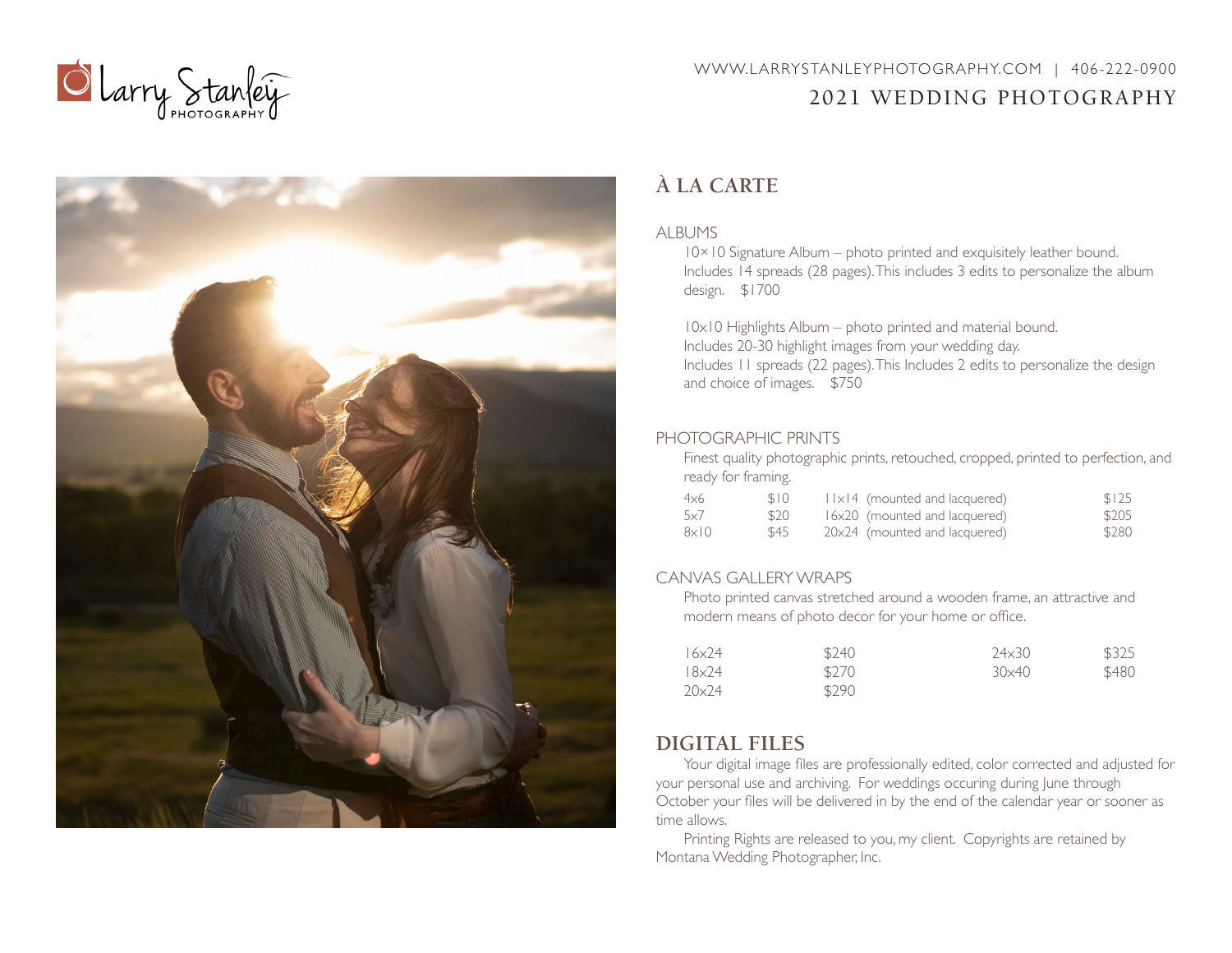WWW.LARRYSTANLEYPHOTOGRAPHY.COM | 406-222-0900

2021 WEDDING PHOTOGRAPHY

## À LA CARTE

### ALBUMS

10×10 Signature Album – photo printed and exquisitely leather bound. Includes 14 spreads (28 pages). This includes 3 edits to personalize the album design. $1700

10x10 Highlights Album – photo printed and material bound. Includes 20-30 highlight images from your wedding day. Includes 11 spreads (22 pages). This Includes 2 edits to personalize the design and choice of images. $750

### PHOTOGRAPHIC PRINTS

Finest quality photographic prints, retouched, cropped, printed to perfection, and ready for framing.

| | | | |
|---|---|---|---|
| 4x6 | $10 | 11x14 (mounted and lacquered) | $125 |
| 5x7 | $20 | 16x20 (mounted and lacquered) | $205 |
| 8x10 | $45 | 20x24 (mounted and lacquered) | $280 |

### CANVAS GALLERY WRAPS

Photo printed canvas stretched around a wooden frame, an attractive and modern means of photo decor for your home or office.

| | | | |
|---|---|---|---|
| 16x24 | $240 | 24x30 | $325 |
| 18x24 | $270 | 30x40 | $480 |
| 20x24 | $290 | | |

## DIGITAL FILES

Your digital image files are professionally edited, color corrected and adjusted for your personal use and archiving. For weddings occuring during June through October your files will be delivered in by the end of the calendar year or sooner as time allows.

Printing Rights are released to you, my client. Copyrights are retained by Montana Wedding Photographer, Inc.